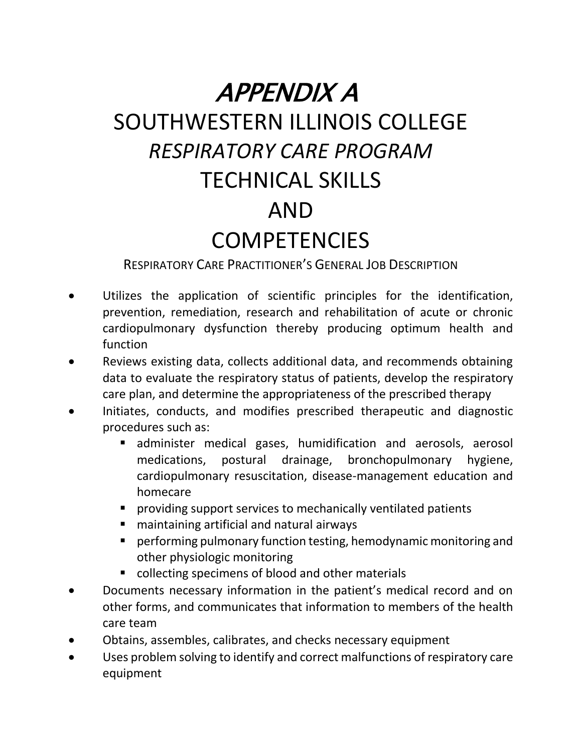# *APPENDIX A*

# SOUTHWESTERN ILLINOIS COLLEGE

# *RESPIRATORY CARE PROGRAM*

# TECHNICAL SKILLS AND COMPETENCIES

## RESPIRATORY CARE PRACTITIONER'S GENERAL JOB DESCRIPTION

- Utilizes the application of scientific principles for the identification, prevention, remediation, research and rehabilitation of acute or chronic cardiopulmonary dysfunction thereby producing optimum health and function
- Reviews existing data, collects additional data, and recommends obtaining data to evaluate the respiratory status of patients, develop the respiratory care plan, and determine the appropriateness of the prescribed therapy
- Initiates, conducts, and modifies prescribed therapeutic and diagnostic procedures such as:
  - administer medical gases, humidification and aerosols, aerosol medications, postural drainage, bronchopulmonary hygiene, cardiopulmonary resuscitation, disease-management education and homecare
  - providing support services to mechanically ventilated patients
  - maintaining artificial and natural airways
  - performing pulmonary function testing, hemodynamic monitoring and other physiologic monitoring
  - collecting specimens of blood and other materials
- Documents necessary information in the patient's medical record and on other forms, and communicates that information to members of the health care team
- Obtains, assembles, calibrates, and checks necessary equipment
- Uses problem solving to identify and correct malfunctions of respiratory care equipment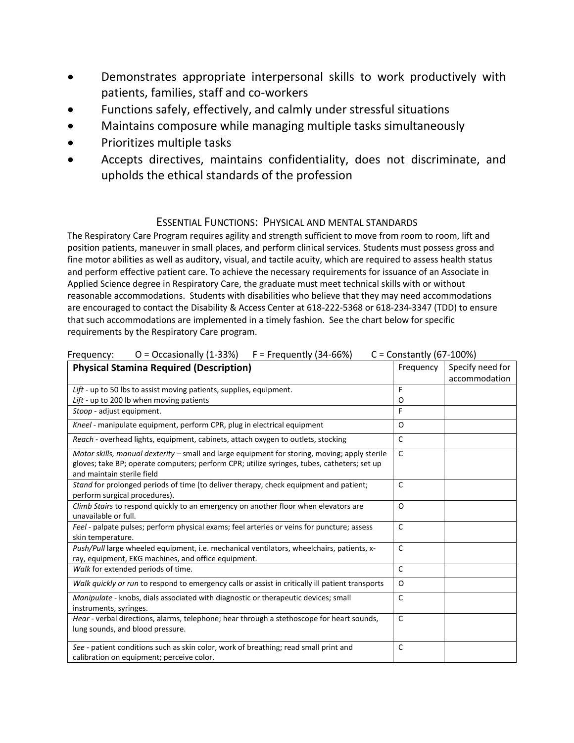- Demonstrates appropriate interpersonal skills to work productively with patients, families, staff and co-workers
- Functions safely, effectively, and calmly under stressful situations
- Maintains composure while managing multiple tasks simultaneously
- Prioritizes multiple tasks
- Accepts directives, maintains confidentiality, does not discriminate, and upholds the ethical standards of the profession

## ESSENTIAL FUNCTIONS: PHYSICAL AND MENTAL STANDARDS

The Respiratory Care Program requires agility and strength sufficient to move from room to room, lift and position patients, maneuver in small places, and perform clinical services. Students must possess gross and fine motor abilities as well as auditory, visual, and tactile acuity, which are required to assess health status and perform effective patient care. To achieve the necessary requirements for issuance of an Associate in Applied Science degree in Respiratory Care, the graduate must meet technical skills with or without reasonable accommodations. Students with disabilities who believe that they may need accommodations are encouraged to contact the Disability & Access Center at 618-222-5368 or 618-234-3347 (TDD) to ensure that such accommodations are implemented in a timely fashion. See the chart below for specific requirements by the Respiratory Care program.

Frequency: O = Occasionally (1-33%) F = Frequently (34-66%) C = Constantly (67-100%)

| **Physical Stamina Required (Description)** | Frequency | Specify need for accommodation |
|---|---|---|
| *Lift* - up to 50 lbs to assist moving patients, supplies, equipment.<br>*Lift* - up to 200 lb when moving patients | F<br>O | |
| *Stoop* - adjust equipment. | F | |
| *Kneel* - manipulate equipment, perform CPR, plug in electrical equipment | O | |
| *Reach* - overhead lights, equipment, cabinets, attach oxygen to outlets, stocking | C | |
| *Motor skills, manual dexterity* – small and large equipment for storing, moving; apply sterile gloves; take BP; operate computers; perform CPR; utilize syringes, tubes, catheters; set up and maintain sterile field | C | |
| *Stand* for prolonged periods of time (to deliver therapy, check equipment and patient; perform surgical procedures). | C | |
| *Climb Stairs* to respond quickly to an emergency on another floor when elevators are unavailable or full. | O | |
| *Feel* - palpate pulses; perform physical exams; feel arteries or veins for puncture; assess skin temperature. | C | |
| *Push/Pull* large wheeled equipment, i.e. mechanical ventilators, wheelchairs, patients, x-ray, equipment, EKG machines, and office equipment. | C | |
| *Walk* for extended periods of time. | C | |
| *Walk quickly or run* to respond to emergency calls or assist in critically ill patient transports | O | |
| *Manipulate* - knobs, dials associated with diagnostic or therapeutic devices; small instruments, syringes. | C | |
| *Hear* - verbal directions, alarms, telephone; hear through a stethoscope for heart sounds, lung sounds, and blood pressure. | C | |
| *See* - patient conditions such as skin color, work of breathing; read small print and calibration on equipment; perceive color. | C | |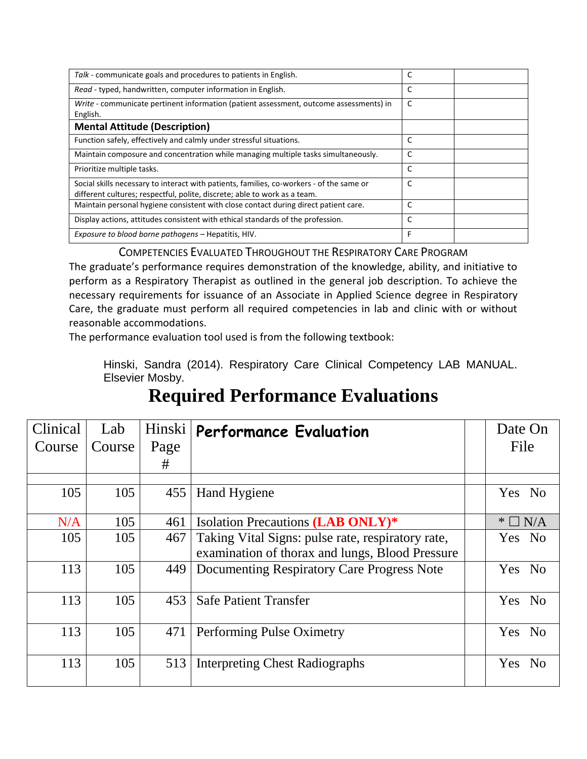| | | |
|---|---|---|
| *Talk* - communicate goals and procedures to patients in English. | C | |
| *Read* - typed, handwritten, computer information in English. | C | |
| *Write* - communicate pertinent information (patient assessment, outcome assessments) in English. | C | |
| **Mental Attitude (Description)** | | |
| Function safely, effectively and calmly under stressful situations. | C | |
| Maintain composure and concentration while managing multiple tasks simultaneously. | C | |
| Prioritize multiple tasks. | C | |
| Social skills necessary to interact with patients, families, co-workers - of the same or different cultures; respectful, polite, discrete; able to work as a team. | C | |
| Maintain personal hygiene consistent with close contact during direct patient care. | C | |
| Display actions, attitudes consistent with ethical standards of the profession. | C | |
| *Exposure to blood borne pathogens* – Hepatitis, HIV. | F | |

COMPETENCIES EVALUATED THROUGHOUT THE RESPIRATORY CARE PROGRAM

The graduate's performance requires demonstration of the knowledge, ability, and initiative to perform as a Respiratory Therapist as outlined in the general job description. To achieve the necessary requirements for issuance of an Associate in Applied Science degree in Respiratory Care, the graduate must perform all required competencies in lab and clinic with or without reasonable accommodations.

The performance evaluation tool used is from the following textbook:

Hinski, Sandra (2014). Respiratory Care Clinical Competency LAB MANUAL. Elsevier Mosby.

# Required Performance Evaluations

| Clinical Course | Lab Course | Hinski Page # | **Performance Evaluation** | | Date On File |
|---|---|---|---|---|---|
| | | | | | |
| 105 | 105 | 455 | Hand Hygiene | | Yes No |
| N/A | 105 | 461 | Isolation Precautions **(LAB ONLY)*** | | * ☐ N/A |
| 105 | 105 | 467 | Taking Vital Signs: pulse rate, respiratory rate, examination of thorax and lungs, Blood Pressure | | Yes No |
| 113 | 105 | 449 | Documenting Respiratory Care Progress Note | | Yes No |
| 113 | 105 | 453 | Safe Patient Transfer | | Yes No |
| 113 | 105 | 471 | Performing Pulse Oximetry | | Yes No |
| 113 | 105 | 513 | Interpreting Chest Radiographs | | Yes No |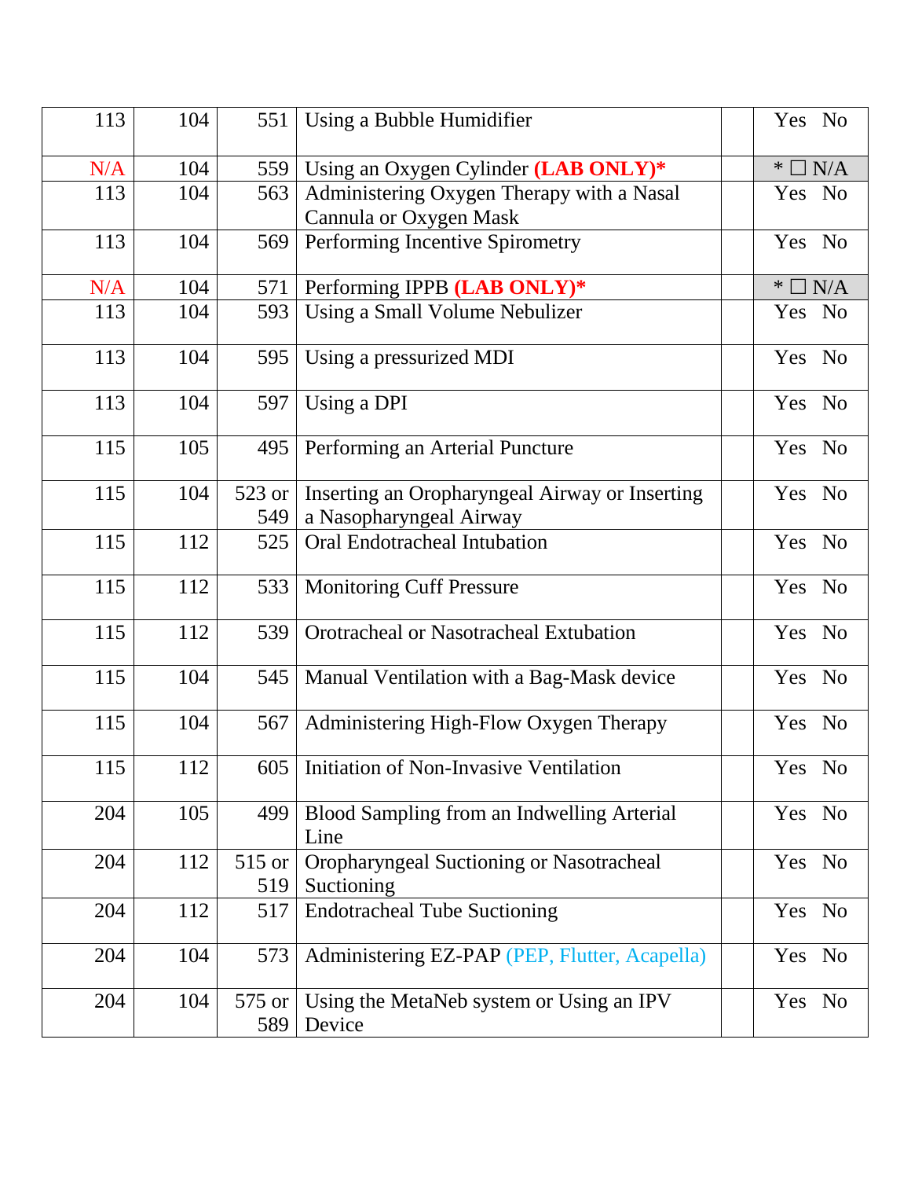| | | | | | |
|---|---|---|---|---|---|
| 113 | 104 | 551 | Using a Bubble Humidifier | | Yes No |
| N/A | 104 | 559 | Using an Oxygen Cylinder **(LAB ONLY)*** | | * ☐ N/A |
| 113 | 104 | 563 | Administering Oxygen Therapy with a Nasal Cannula or Oxygen Mask | | Yes No |
| 113 | 104 | 569 | Performing Incentive Spirometry | | Yes No |
| N/A | 104 | 571 | Performing IPPB **(LAB ONLY)*** | | * ☐ N/A |
| 113 | 104 | 593 | Using a Small Volume Nebulizer | | Yes No |
| 113 | 104 | 595 | Using a pressurized MDI | | Yes No |
| 113 | 104 | 597 | Using a DPI | | Yes No |
| 115 | 105 | 495 | Performing an Arterial Puncture | | Yes No |
| 115 | 104 | 523 or 549 | Inserting an Oropharyngeal Airway or Inserting a Nasopharyngeal Airway | | Yes No |
| 115 | 112 | 525 | Oral Endotracheal Intubation | | Yes No |
| 115 | 112 | 533 | Monitoring Cuff Pressure | | Yes No |
| 115 | 112 | 539 | Orotracheal or Nasotracheal Extubation | | Yes No |
| 115 | 104 | 545 | Manual Ventilation with a Bag-Mask device | | Yes No |
| 115 | 104 | 567 | Administering High-Flow Oxygen Therapy | | Yes No |
| 115 | 112 | 605 | Initiation of Non-Invasive Ventilation | | Yes No |
| 204 | 105 | 499 | Blood Sampling from an Indwelling Arterial Line | | Yes No |
| 204 | 112 | 515 or 519 | Oropharyngeal Suctioning or Nasotracheal Suctioning | | Yes No |
| 204 | 112 | 517 | Endotracheal Tube Suctioning | | Yes No |
| 204 | 104 | 573 | Administering EZ-PAP (PEP, Flutter, Acapella) | | Yes No |
| 204 | 104 | 575 or 589 | Using the MetaNeb system or Using an IPV Device | | Yes No |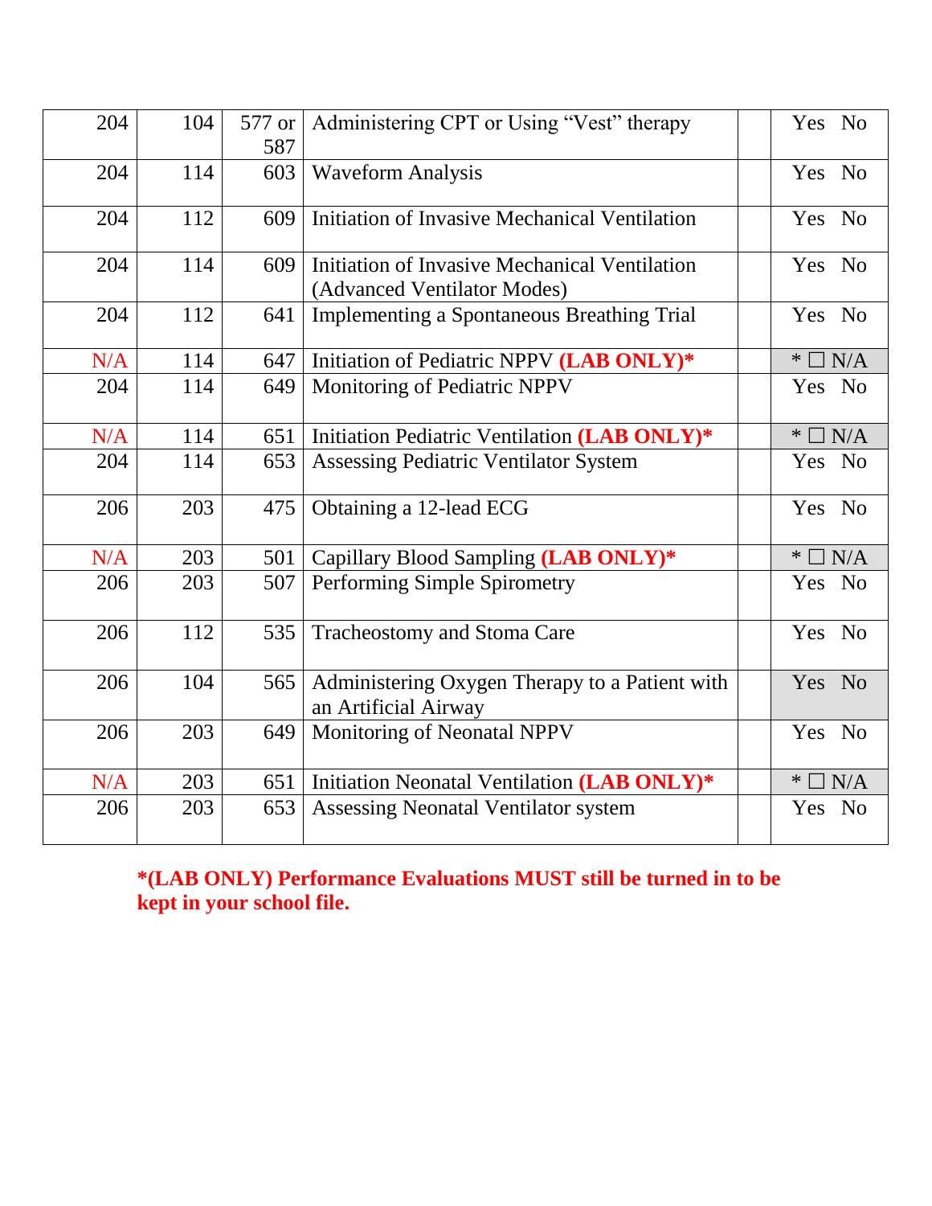| | | | | | |
|---|---|---|---|---|---|
| 204 | 104 | 577 or 587 | Administering CPT or Using "Vest" therapy | | Yes No |
| 204 | 114 | 603 | Waveform Analysis | | Yes No |
| 204 | 112 | 609 | Initiation of Invasive Mechanical Ventilation | | Yes No |
| 204 | 114 | 609 | Initiation of Invasive Mechanical Ventilation (Advanced Ventilator Modes) | | Yes No |
| 204 | 112 | 641 | Implementing a Spontaneous Breathing Trial | | Yes No |
| N/A | 114 | 647 | Initiation of Pediatric NPPV **(LAB ONLY)*** | | * ☐ N/A |
| 204 | 114 | 649 | Monitoring of Pediatric NPPV | | Yes No |
| N/A | 114 | 651 | Initiation Pediatric Ventilation **(LAB ONLY)*** | | * ☐ N/A |
| 204 | 114 | 653 | Assessing Pediatric Ventilator System | | Yes No |
| 206 | 203 | 475 | Obtaining a 12-lead ECG | | Yes No |
| N/A | 203 | 501 | Capillary Blood Sampling **(LAB ONLY)*** | | * ☐ N/A |
| 206 | 203 | 507 | Performing Simple Spirometry | | Yes No |
| 206 | 112 | 535 | Tracheostomy and Stoma Care | | Yes No |
| 206 | 104 | 565 | Administering Oxygen Therapy to a Patient with an Artificial Airway | | Yes No |
| 206 | 203 | 649 | Monitoring of Neonatal NPPV | | Yes No |
| N/A | 203 | 651 | Initiation Neonatal Ventilation **(LAB ONLY)*** | | * ☐ N/A |
| 206 | 203 | 653 | Assessing Neonatal Ventilator system | | Yes No |

***(LAB ONLY) Performance Evaluations MUST still be turned in to be kept in your school file.**